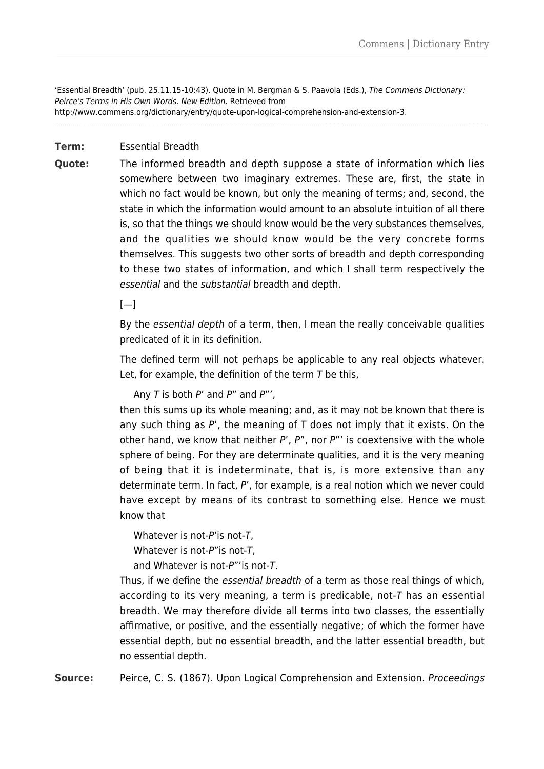'Essential Breadth' (pub. 25.11.15-10:43). Quote in M. Bergman & S. Paavola (Eds.), *The Commens Dictionary: Peirce's Terms in His Own Words. New Edition*. Retrieved from http://www.commens.org/dictionary/entry/quote-upon-logical-comprehension-and-extension-3.

**Term:** Essential Breadth

**Quote:** The informed breadth and depth suppose a state of information which lies somewhere between two imaginary extremes. These are, first, the state in which no fact would be known, but only the meaning of terms; and, second, the state in which the information would amount to an absolute intuition of all there is, so that the things we should know would be the very substances themselves, and the qualities we should know would be the very concrete forms themselves. This suggests two other sorts of breadth and depth corresponding to these two states of information, and which I shall term respectively the *essential* and the *substantial* breadth and depth.

[—]

By the *essential depth* of a term, then, I mean the really conceivable qualities predicated of it in its definition.

The defined term will not perhaps be applicable to any real objects whatever. Let, for example, the definition of the term *T* be this,

Any *T* is both *P*' and *P*" and *P*"',

then this sums up its whole meaning; and, as it may not be known that there is any such thing as *P*', the meaning of T does not imply that it exists. On the other hand, we know that neither *P*', *P*", nor *P*"' is coextensive with the whole sphere of being. For they are determinate qualities, and it is the very meaning of being that it is indeterminate, that is, is more extensive than any determinate term. In fact, *P*', for example, is a real notion which we never could have except by means of its contrast to something else. Hence we must know that

Whatever is not-*P*'is not-*T*,
Whatever is not-*P*"is not-*T*,
and Whatever is not-*P*"'is not-*T*.

Thus, if we define the *essential breadth* of a term as those real things of which, according to its very meaning, a term is predicable, not-*T* has an essential breadth. We may therefore divide all terms into two classes, the essentially affirmative, or positive, and the essentially negative; of which the former have essential depth, but no essential breadth, and the latter essential breadth, but no essential depth.

**Source:** Peirce, C. S. (1867). Upon Logical Comprehension and Extension. *Proceedings*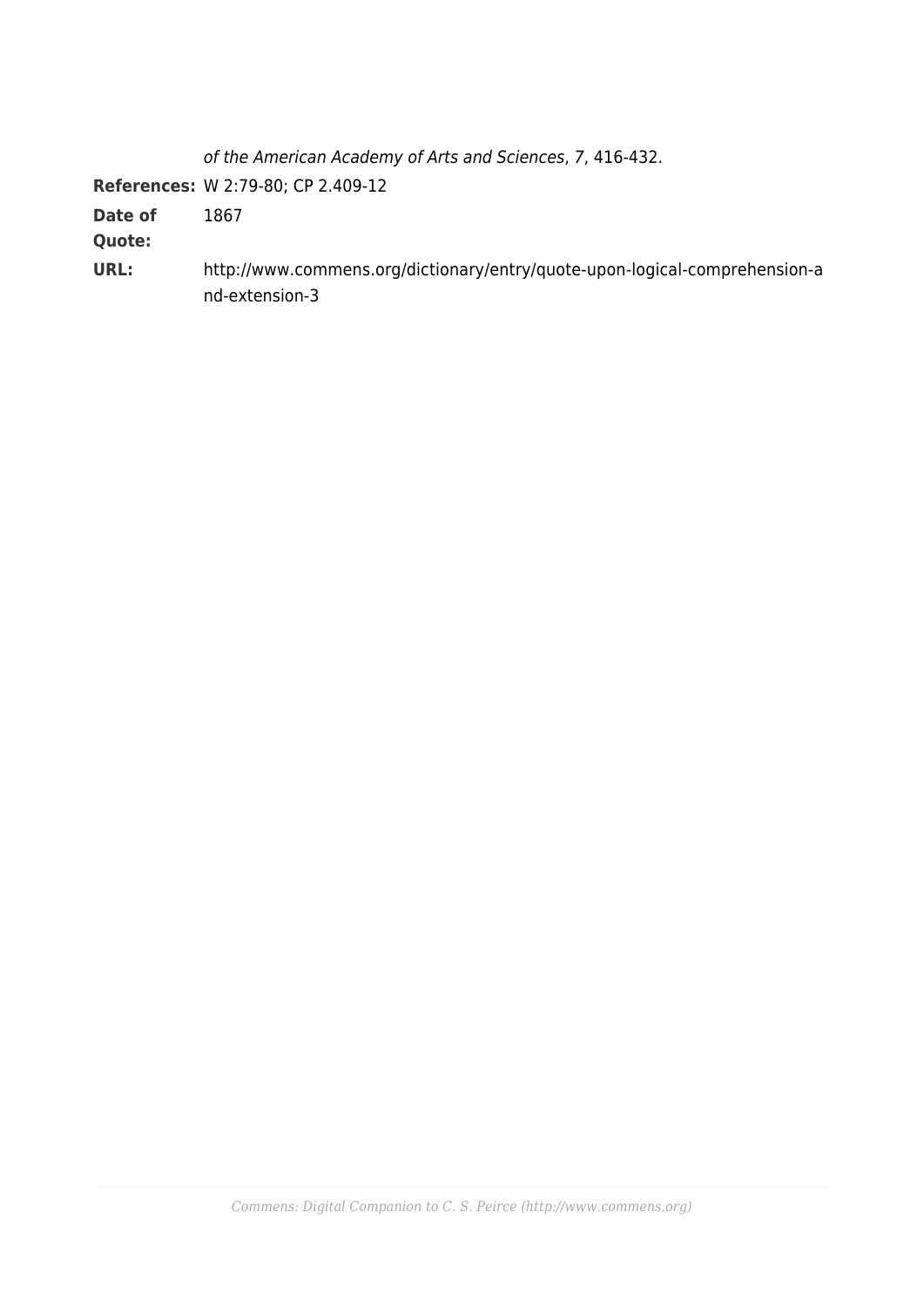*of the American Academy of Arts and Sciences*, *7*, 416-432.

**References:** W 2:79-80; CP 2.409-12

**Date of Quote:** 1867

**URL:** http://www.commens.org/dictionary/entry/quote-upon-logical-comprehension-and-extension-3